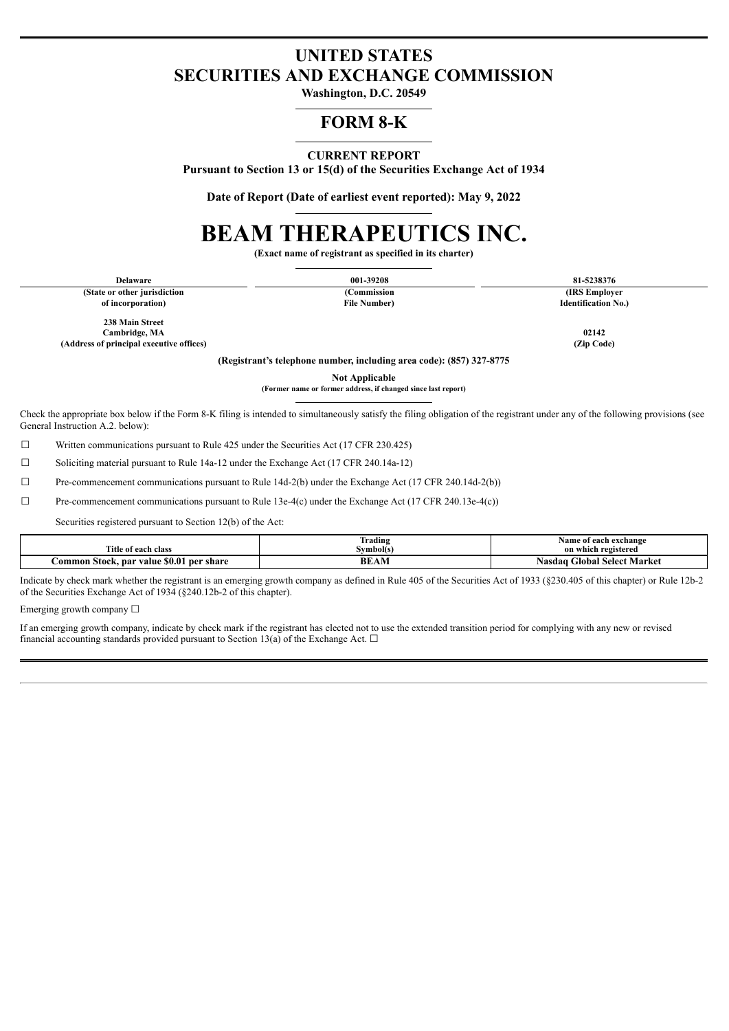# UNITED STATES
# SECURITIES AND EXCHANGE COMMISSION

**Washington, D.C. 20549**

## FORM 8-K

**CURRENT REPORT**

**Pursuant to Section 13 or 15(d) of the Securities Exchange Act of 1934**

**Date of Report (Date of earliest event reported): May 9, 2022**

# BEAM THERAPEUTICS INC.

**(Exact name of registrant as specified in its charter)**

| Delaware | 001-39208 | 81-5238376 |
|---|---|---|
| (State or other jurisdiction of incorporation) | (Commission File Number) | (IRS Employer Identification No.) |

| 238 Main Street Cambridge, MA | 02142 |
|---|---|
| (Address of principal executive offices) | (Zip Code) |

**(Registrant's telephone number, including area code): (857) 327-8775**

**Not Applicable**

**(Former name or former address, if changed since last report)**

Check the appropriate box below if the Form 8-K filing is intended to simultaneously satisfy the filing obligation of the registrant under any of the following provisions (see General Instruction A.2. below):

☐ Written communications pursuant to Rule 425 under the Securities Act (17 CFR 230.425)

☐ Soliciting material pursuant to Rule 14a-12 under the Exchange Act (17 CFR 240.14a-12)

☐ Pre-commencement communications pursuant to Rule 14d-2(b) under the Exchange Act (17 CFR 240.14d-2(b))

☐ Pre-commencement communications pursuant to Rule 13e-4(c) under the Exchange Act (17 CFR 240.13e-4(c))

Securities registered pursuant to Section 12(b) of the Act:

| Title of each class | Trading Symbol(s) | Name of each exchange on which registered |
|---|---|---|
| **Common Stock, par value $0.01 per share** | **BEAM** | **Nasdaq Global Select Market** |

Indicate by check mark whether the registrant is an emerging growth company as defined in Rule 405 of the Securities Act of 1933 (§230.405 of this chapter) or Rule 12b-2 of the Securities Exchange Act of 1934 (§240.12b-2 of this chapter).

Emerging growth company ☐

If an emerging growth company, indicate by check mark if the registrant has elected not to use the extended transition period for complying with any new or revised financial accounting standards provided pursuant to Section 13(a) of the Exchange Act. ☐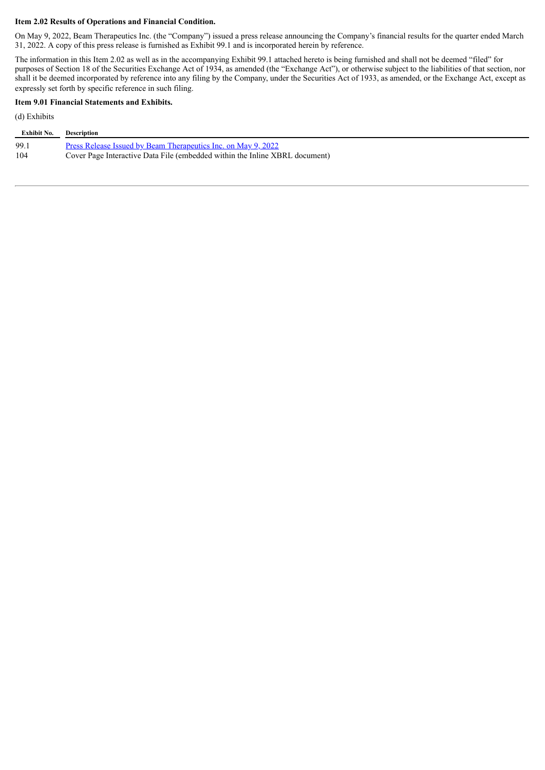**Item 2.02 Results of Operations and Financial Condition.**

On May 9, 2022, Beam Therapeutics Inc. (the "Company") issued a press release announcing the Company's financial results for the quarter ended March 31, 2022. A copy of this press release is furnished as Exhibit 99.1 and is incorporated herein by reference.

The information in this Item 2.02 as well as in the accompanying Exhibit 99.1 attached hereto is being furnished and shall not be deemed "filed" for purposes of Section 18 of the Securities Exchange Act of 1934, as amended (the "Exchange Act"), or otherwise subject to the liabilities of that section, nor shall it be deemed incorporated by reference into any filing by the Company, under the Securities Act of 1933, as amended, or the Exchange Act, except as expressly set forth by specific reference in such filing.

**Item 9.01 Financial Statements and Exhibits.**

(d) Exhibits

| Exhibit No. | Description |
|---|---|
| 99.1 | Press Release Issued by Beam Therapeutics Inc. on May 9, 2022 |
| 104 | Cover Page Interactive Data File (embedded within the Inline XBRL document) |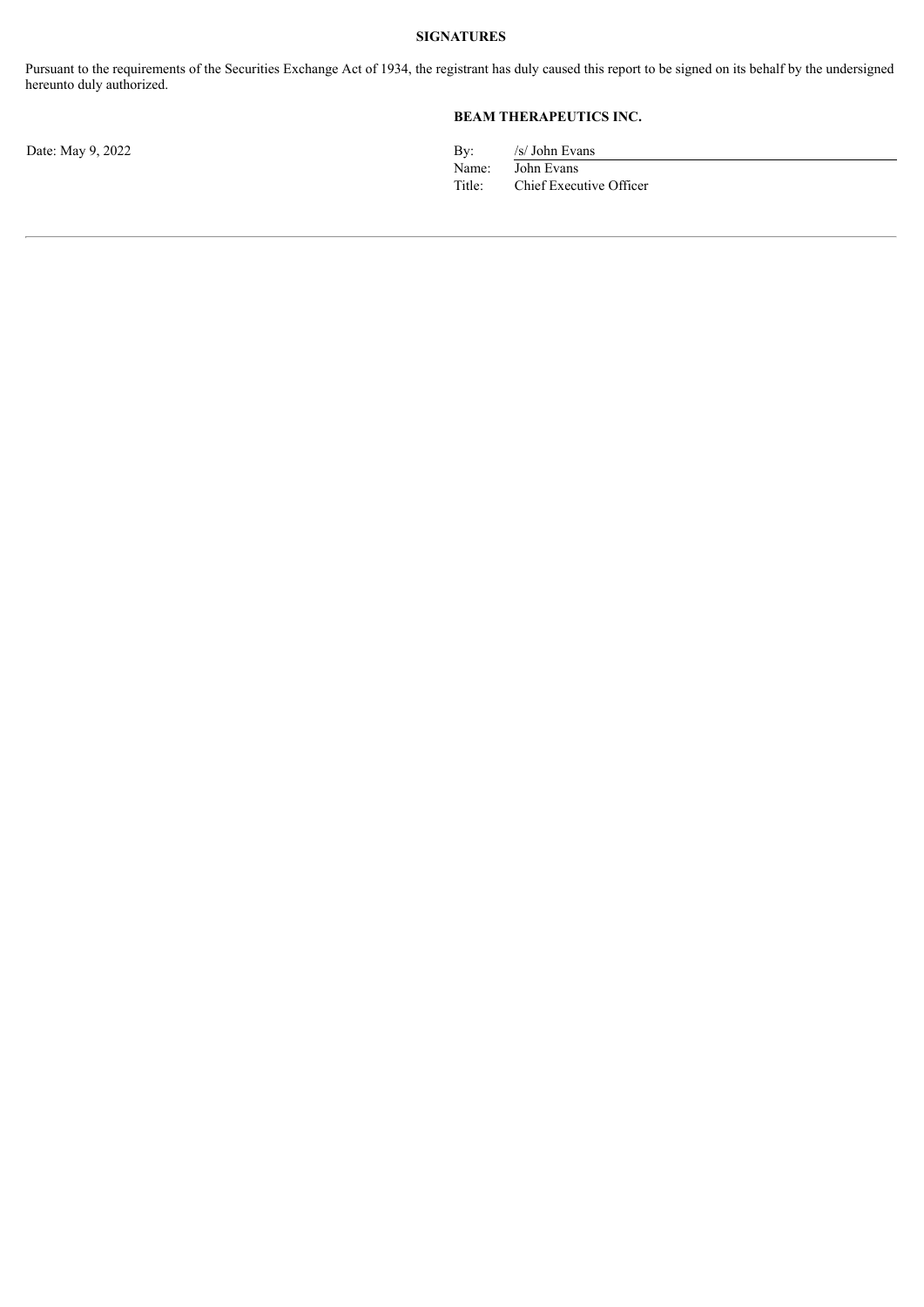**SIGNATURES**

Pursuant to the requirements of the Securities Exchange Act of 1934, the registrant has duly caused this report to be signed on its behalf by the undersigned hereunto duly authorized.

**BEAM THERAPEUTICS INC.**

Date: May 9, 2022

| | |
|---|---|
| By: | /s/ John Evans |
| Name: | John Evans |
| Title: | Chief Executive Officer |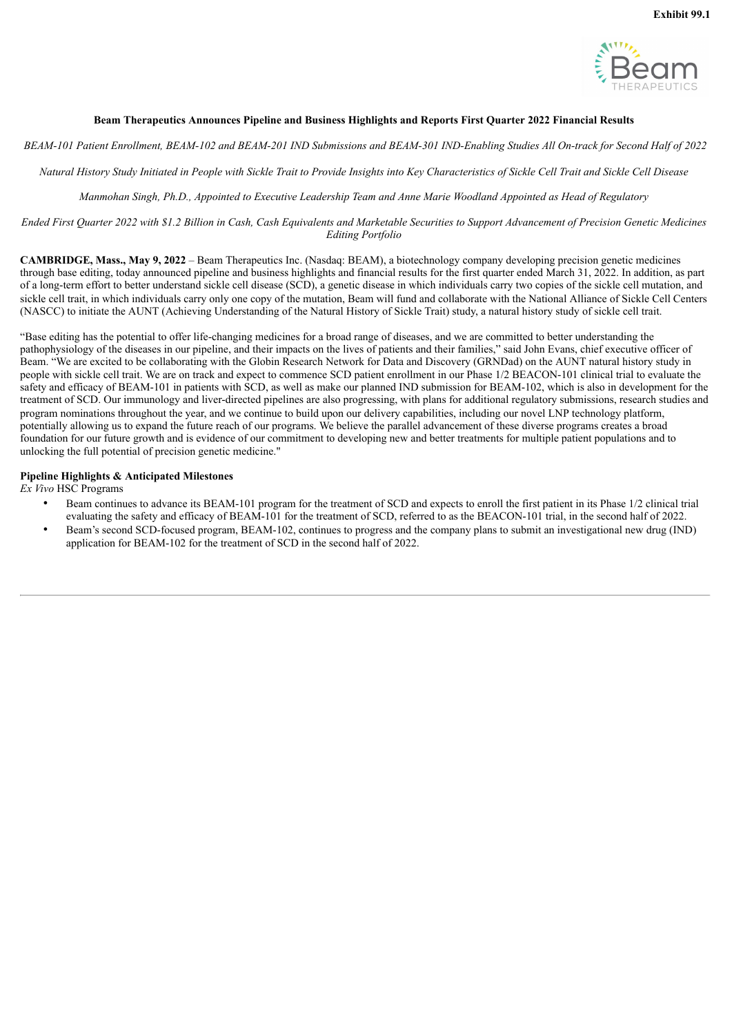Exhibit 99.1

**Beam Therapeutics Announces Pipeline and Business Highlights and Reports First Quarter 2022 Financial Results**

*BEAM-101 Patient Enrollment, BEAM-102 and BEAM-201 IND Submissions and BEAM-301 IND-Enabling Studies All On-track for Second Half of 2022*

*Natural History Study Initiated in People with Sickle Trait to Provide Insights into Key Characteristics of Sickle Cell Trait and Sickle Cell Disease*

*Manmohan Singh, Ph.D., Appointed to Executive Leadership Team and Anne Marie Woodland Appointed as Head of Regulatory*

*Ended First Quarter 2022 with $1.2 Billion in Cash, Cash Equivalents and Marketable Securities to Support Advancement of Precision Genetic Medicines Editing Portfolio*

**CAMBRIDGE, Mass., May 9, 2022** – Beam Therapeutics Inc. (Nasdaq: BEAM), a biotechnology company developing precision genetic medicines through base editing, today announced pipeline and business highlights and financial results for the first quarter ended March 31, 2022. In addition, as part of a long-term effort to better understand sickle cell disease (SCD), a genetic disease in which individuals carry two copies of the sickle cell mutation, and sickle cell trait, in which individuals carry only one copy of the mutation, Beam will fund and collaborate with the National Alliance of Sickle Cell Centers (NASCC) to initiate the AUNT (Achieving Understanding of the Natural History of Sickle Trait) study, a natural history study of sickle cell trait.

"Base editing has the potential to offer life-changing medicines for a broad range of diseases, and we are committed to better understanding the pathophysiology of the diseases in our pipeline, and their impacts on the lives of patients and their families," said John Evans, chief executive officer of Beam. "We are excited to be collaborating with the Globin Research Network for Data and Discovery (GRNDad) on the AUNT natural history study in people with sickle cell trait. We are on track and expect to commence SCD patient enrollment in our Phase 1/2 BEACON-101 clinical trial to evaluate the safety and efficacy of BEAM-101 in patients with SCD, as well as make our planned IND submission for BEAM-102, which is also in development for the treatment of SCD. Our immunology and liver-directed pipelines are also progressing, with plans for additional regulatory submissions, research studies and program nominations throughout the year, and we continue to build upon our delivery capabilities, including our novel LNP technology platform, potentially allowing us to expand the future reach of our programs. We believe the parallel advancement of these diverse programs creates a broad foundation for our future growth and is evidence of our commitment to developing new and better treatments for multiple patient populations and to unlocking the full potential of precision genetic medicine."

**Pipeline Highlights & Anticipated Milestones**

*Ex Vivo* HSC Programs

- Beam continues to advance its BEAM-101 program for the treatment of SCD and expects to enroll the first patient in its Phase 1/2 clinical trial evaluating the safety and efficacy of BEAM-101 for the treatment of SCD, referred to as the BEACON-101 trial, in the second half of 2022.
- Beam's second SCD-focused program, BEAM-102, continues to progress and the company plans to submit an investigational new drug (IND) application for BEAM-102 for the treatment of SCD in the second half of 2022.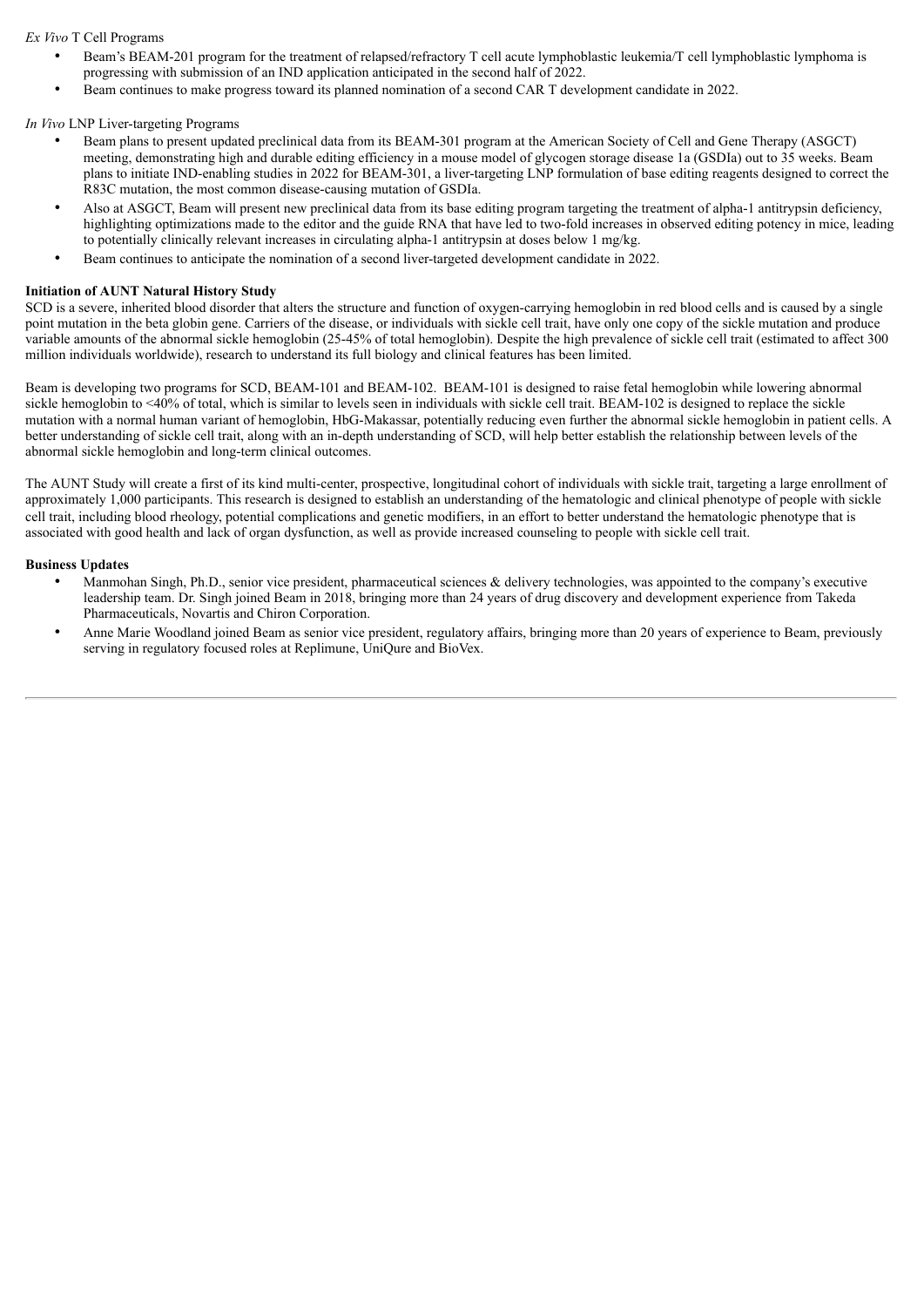*Ex Vivo* T Cell Programs

- Beam's BEAM-201 program for the treatment of relapsed/refractory T cell acute lymphoblastic leukemia/T cell lymphoblastic lymphoma is progressing with submission of an IND application anticipated in the second half of 2022.
- Beam continues to make progress toward its planned nomination of a second CAR T development candidate in 2022.

*In Vivo* LNP Liver-targeting Programs

- Beam plans to present updated preclinical data from its BEAM-301 program at the American Society of Cell and Gene Therapy (ASGCT) meeting, demonstrating high and durable editing efficiency in a mouse model of glycogen storage disease 1a (GSDIa) out to 35 weeks. Beam plans to initiate IND-enabling studies in 2022 for BEAM-301, a liver-targeting LNP formulation of base editing reagents designed to correct the R83C mutation, the most common disease-causing mutation of GSDIa.
- Also at ASGCT, Beam will present new preclinical data from its base editing program targeting the treatment of alpha-1 antitrypsin deficiency, highlighting optimizations made to the editor and the guide RNA that have led to two-fold increases in observed editing potency in mice, leading to potentially clinically relevant increases in circulating alpha-1 antitrypsin at doses below 1 mg/kg.
- Beam continues to anticipate the nomination of a second liver-targeted development candidate in 2022.

**Initiation of AUNT Natural History Study**

SCD is a severe, inherited blood disorder that alters the structure and function of oxygen-carrying hemoglobin in red blood cells and is caused by a single point mutation in the beta globin gene. Carriers of the disease, or individuals with sickle cell trait, have only one copy of the sickle mutation and produce variable amounts of the abnormal sickle hemoglobin (25-45% of total hemoglobin). Despite the high prevalence of sickle cell trait (estimated to affect 300 million individuals worldwide), research to understand its full biology and clinical features has been limited.

Beam is developing two programs for SCD, BEAM-101 and BEAM-102. BEAM-101 is designed to raise fetal hemoglobin while lowering abnormal sickle hemoglobin to <40% of total, which is similar to levels seen in individuals with sickle cell trait. BEAM-102 is designed to replace the sickle mutation with a normal human variant of hemoglobin, HbG-Makassar, potentially reducing even further the abnormal sickle hemoglobin in patient cells. A better understanding of sickle cell trait, along with an in-depth understanding of SCD, will help better establish the relationship between levels of the abnormal sickle hemoglobin and long-term clinical outcomes.

The AUNT Study will create a first of its kind multi-center, prospective, longitudinal cohort of individuals with sickle trait, targeting a large enrollment of approximately 1,000 participants. This research is designed to establish an understanding of the hematologic and clinical phenotype of people with sickle cell trait, including blood rheology, potential complications and genetic modifiers, in an effort to better understand the hematologic phenotype that is associated with good health and lack of organ dysfunction, as well as provide increased counseling to people with sickle cell trait.

**Business Updates**

- Manmohan Singh, Ph.D., senior vice president, pharmaceutical sciences & delivery technologies, was appointed to the company's executive leadership team. Dr. Singh joined Beam in 2018, bringing more than 24 years of drug discovery and development experience from Takeda Pharmaceuticals, Novartis and Chiron Corporation.
- Anne Marie Woodland joined Beam as senior vice president, regulatory affairs, bringing more than 20 years of experience to Beam, previously serving in regulatory focused roles at Replimune, UniQure and BioVex.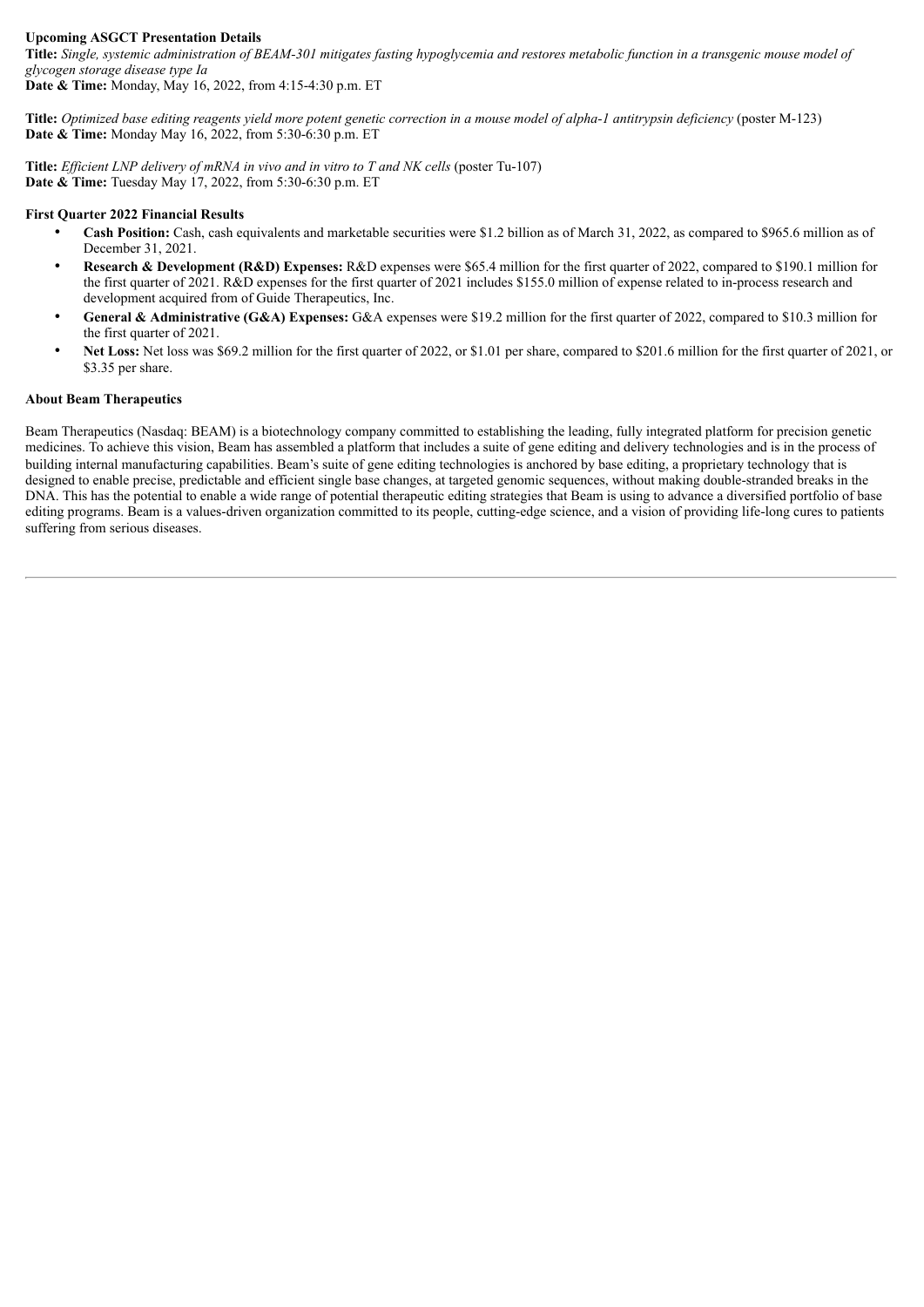**Upcoming ASGCT Presentation Details**

**Title:** *Single, systemic administration of BEAM-301 mitigates fasting hypoglycemia and restores metabolic function in a transgenic mouse model of glycogen storage disease type Ia*
**Date & Time:** Monday, May 16, 2022, from 4:15-4:30 p.m. ET

**Title:** *Optimized base editing reagents yield more potent genetic correction in a mouse model of alpha-1 antitrypsin deficiency* (poster M-123)
**Date & Time:** Monday May 16, 2022, from 5:30-6:30 p.m. ET

**Title:** *Efficient LNP delivery of mRNA in vivo and in vitro to T and NK cells* (poster Tu-107)
**Date & Time:** Tuesday May 17, 2022, from 5:30-6:30 p.m. ET

**First Quarter 2022 Financial Results**

- **Cash Position:** Cash, cash equivalents and marketable securities were $1.2 billion as of March 31, 2022, as compared to $965.6 million as of December 31, 2021.
- **Research & Development (R&D) Expenses:** R&D expenses were $65.4 million for the first quarter of 2022, compared to $190.1 million for the first quarter of 2021. R&D expenses for the first quarter of 2021 includes $155.0 million of expense related to in-process research and development acquired from of Guide Therapeutics, Inc.
- **General & Administrative (G&A) Expenses:** G&A expenses were $19.2 million for the first quarter of 2022, compared to $10.3 million for the first quarter of 2021.
- **Net Loss:** Net loss was $69.2 million for the first quarter of 2022, or $1.01 per share, compared to $201.6 million for the first quarter of 2021, or $3.35 per share.

**About Beam Therapeutics**

Beam Therapeutics (Nasdaq: BEAM) is a biotechnology company committed to establishing the leading, fully integrated platform for precision genetic medicines. To achieve this vision, Beam has assembled a platform that includes a suite of gene editing and delivery technologies and is in the process of building internal manufacturing capabilities. Beam's suite of gene editing technologies is anchored by base editing, a proprietary technology that is designed to enable precise, predictable and efficient single base changes, at targeted genomic sequences, without making double-stranded breaks in the DNA. This has the potential to enable a wide range of potential therapeutic editing strategies that Beam is using to advance a diversified portfolio of base editing programs. Beam is a values-driven organization committed to its people, cutting-edge science, and a vision of providing life-long cures to patients suffering from serious diseases.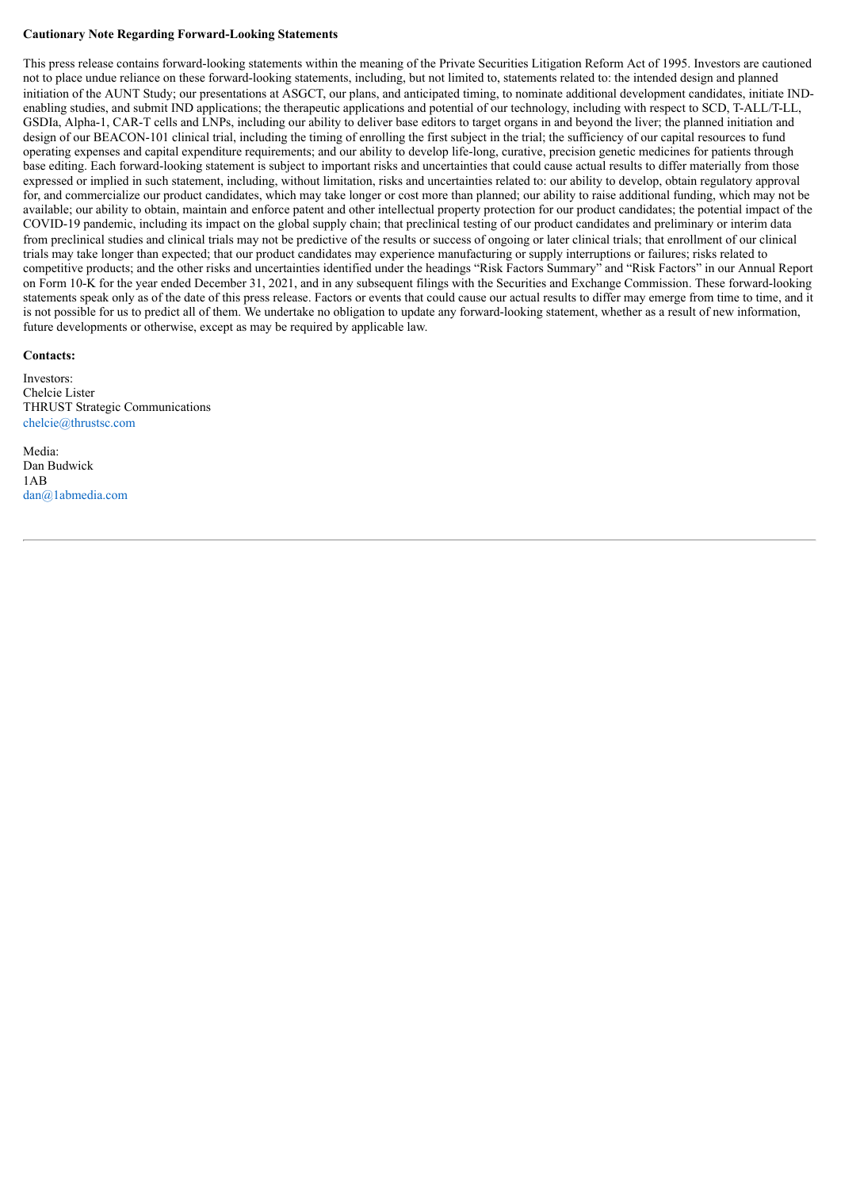**Cautionary Note Regarding Forward-Looking Statements**

This press release contains forward-looking statements within the meaning of the Private Securities Litigation Reform Act of 1995. Investors are cautioned not to place undue reliance on these forward-looking statements, including, but not limited to, statements related to: the intended design and planned initiation of the AUNT Study; our presentations at ASGCT, our plans, and anticipated timing, to nominate additional development candidates, initiate IND-enabling studies, and submit IND applications; the therapeutic applications and potential of our technology, including with respect to SCD, T-ALL/T-LL, GSDIa, Alpha-1, CAR-T cells and LNPs, including our ability to deliver base editors to target organs in and beyond the liver; the planned initiation and design of our BEACON-101 clinical trial, including the timing of enrolling the first subject in the trial; the sufficiency of our capital resources to fund operating expenses and capital expenditure requirements; and our ability to develop life-long, curative, precision genetic medicines for patients through base editing. Each forward-looking statement is subject to important risks and uncertainties that could cause actual results to differ materially from those expressed or implied in such statement, including, without limitation, risks and uncertainties related to: our ability to develop, obtain regulatory approval for, and commercialize our product candidates, which may take longer or cost more than planned; our ability to raise additional funding, which may not be available; our ability to obtain, maintain and enforce patent and other intellectual property protection for our product candidates; the potential impact of the COVID-19 pandemic, including its impact on the global supply chain; that preclinical testing of our product candidates and preliminary or interim data from preclinical studies and clinical trials may not be predictive of the results or success of ongoing or later clinical trials; that enrollment of our clinical trials may take longer than expected; that our product candidates may experience manufacturing or supply interruptions or failures; risks related to competitive products; and the other risks and uncertainties identified under the headings "Risk Factors Summary" and "Risk Factors" in our Annual Report on Form 10-K for the year ended December 31, 2021, and in any subsequent filings with the Securities and Exchange Commission. These forward-looking statements speak only as of the date of this press release. Factors or events that could cause our actual results to differ may emerge from time to time, and it is not possible for us to predict all of them. We undertake no obligation to update any forward-looking statement, whether as a result of new information, future developments or otherwise, except as may be required by applicable law.

**Contacts:**

Investors:
Chelcie Lister
THRUST Strategic Communications
chelcie@thrustsc.com

Media:
Dan Budwick
1AB
dan@1abmedia.com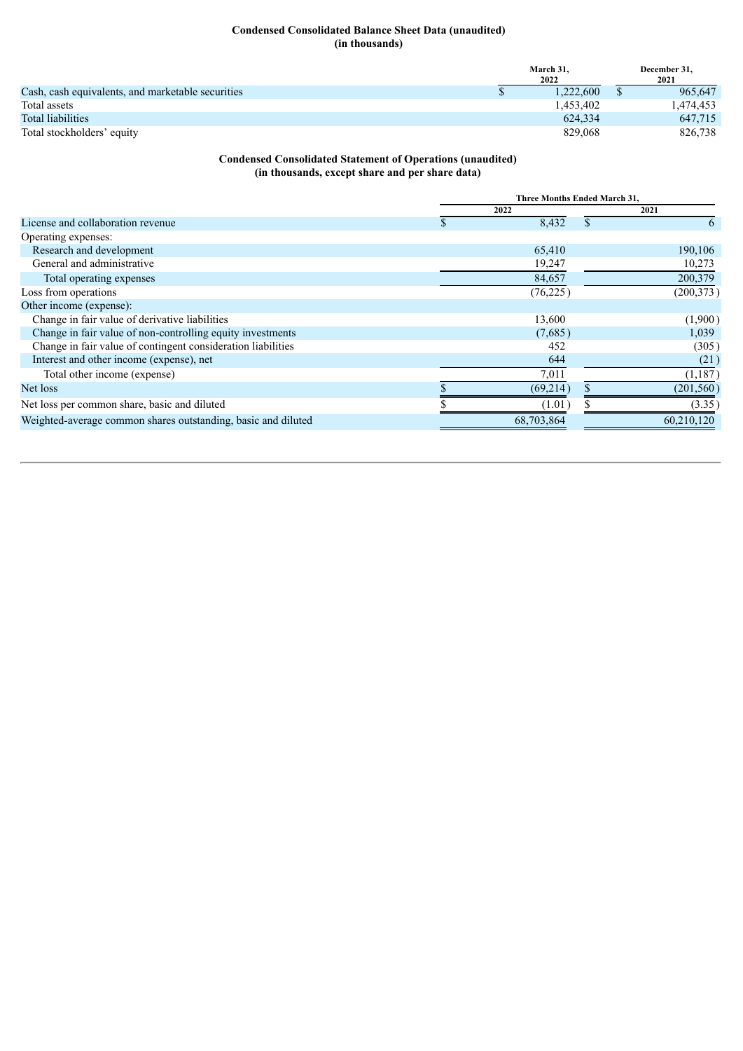**Condensed Consolidated Balance Sheet Data (unaudited)**
**(in thousands)**

| | March 31, 2022 | December 31, 2021 |
|---|---|---|
| Cash, cash equivalents, and marketable securities | $ 1,222,600 | $ 965,647 |
| Total assets | 1,453,402 | 1,474,453 |
| Total liabilities | 624,334 | 647,715 |
| Total stockholders' equity | 829,068 | 826,738 |

**Condensed Consolidated Statement of Operations (unaudited)**
**(in thousands, except share and per share data)**

| | Three Months Ended March 31, | |
|---|---|---|
| | 2022 | 2021 |
| License and collaboration revenue | $ 8,432 | $ 6 |
| Operating expenses: | | |
| Research and development | 65,410 | 190,106 |
| General and administrative | 19,247 | 10,273 |
| Total operating expenses | 84,657 | 200,379 |
| Loss from operations | (76,225) | (200,373) |
| Other income (expense): | | |
| Change in fair value of derivative liabilities | 13,600 | (1,900) |
| Change in fair value of non-controlling equity investments | (7,685) | 1,039 |
| Change in fair value of contingent consideration liabilities | 452 | (305) |
| Interest and other income (expense), net | 644 | (21) |
| Total other income (expense) | 7,011 | (1,187) |
| Net loss | $ (69,214) | $ (201,560) |
| Net loss per common share, basic and diluted | $ (1.01) | $ (3.35) |
| Weighted-average common shares outstanding, basic and diluted | 68,703,864 | 60,210,120 |